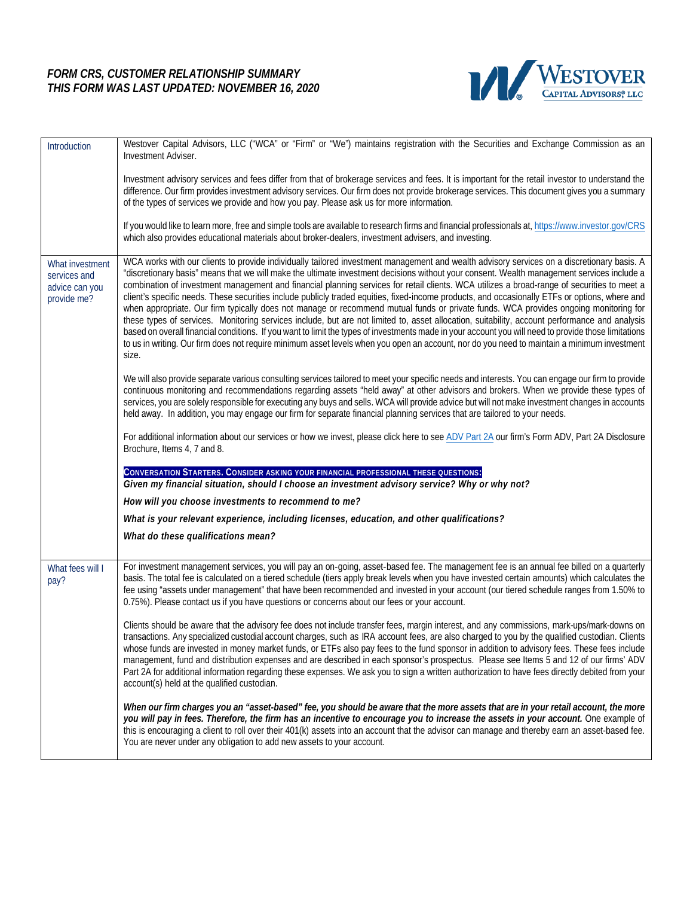# FORM CRS, CUSTOMER RELATIONSHIP SUMMARY
# THIS FORM WAS LAST UPDATED: NOVEMBER 16, 2020

WESTOVER CAPITAL ADVISORS®, LLC

| | |
|---|---|
| Introduction | Westover Capital Advisors, LLC ("WCA" or "Firm" or "We") maintains registration with the Securities and Exchange Commission as an Investment Adviser.<br><br>Investment advisory services and fees differ from that of brokerage services and fees. It is important for the retail investor to understand the difference. Our firm provides investment advisory services. Our firm does not provide brokerage services. This document gives you a summary of the types of services we provide and how you pay. Please ask us for more information.<br><br>If you would like to learn more, free and simple tools are available to research firms and financial professionals at, https://www.investor.gov/CRS which also provides educational materials about broker-dealers, investment advisers, and investing. |
| What investment services and advice can you provide me? | WCA works with our clients to provide individually tailored investment management and wealth advisory services on a discretionary basis. A "discretionary basis" means that we will make the ultimate investment decisions without your consent. Wealth management services include a combination of investment management and financial planning services for retail clients. WCA utilizes a broad-range of securities to meet a client's specific needs. These securities include publicly traded equities, fixed-income products, and occasionally ETFs or options, where and when appropriate. Our firm typically does not manage or recommend mutual funds or private funds. WCA provides ongoing monitoring for these types of services. Monitoring services include, but are not limited to, asset allocation, suitability, account performance and analysis based on overall financial conditions. If you want to limit the types of investments made in your account you will need to provide those limitations to us in writing. Our firm does not require minimum asset levels when you open an account, nor do you need to maintain a minimum investment size.<br><br>We will also provide separate various consulting services tailored to meet your specific needs and interests. You can engage our firm to provide continuous monitoring and recommendations regarding assets "held away" at other advisors and brokers. When we provide these types of services, you are solely responsible for executing any buys and sells. WCA will provide advice but will not make investment changes in accounts held away. In addition, you may engage our firm for separate financial planning services that are tailored to your needs.<br><br>For additional information about our services or how we invest, please click here to see ADV Part 2A our firm's Form ADV, Part 2A Disclosure Brochure, Items 4, 7 and 8.<br><br>**CONVERSATION STARTERS. CONSIDER ASKING YOUR FINANCIAL PROFESSIONAL THESE QUESTIONS:**<br>***Given my financial situation, should I choose an investment advisory service? Why or why not?***<br><br>***How will you choose investments to recommend to me?***<br><br>***What is your relevant experience, including licenses, education, and other qualifications?***<br><br>***What do these qualifications mean?*** |
| What fees will I pay? | For investment management services, you will pay an on-going, asset-based fee. The management fee is an annual fee billed on a quarterly basis. The total fee is calculated on a tiered schedule (tiers apply break levels when you have invested certain amounts) which calculates the fee using "assets under management" that have been recommended and invested in your account (our tiered schedule ranges from 1.50% to 0.75%). Please contact us if you have questions or concerns about our fees or your account.<br><br>Clients should be aware that the advisory fee does not include transfer fees, margin interest, and any commissions, mark-ups/mark-downs on transactions. Any specialized custodial account charges, such as IRA account fees, are also charged to you by the qualified custodian. Clients whose funds are invested in money market funds, or ETFs also pay fees to the fund sponsor in addition to advisory fees. These fees include management, fund and distribution expenses and are described in each sponsor's prospectus. Please see Items 5 and 12 of our firms' ADV Part 2A for additional information regarding these expenses. We ask you to sign a written authorization to have fees directly debited from your account(s) held at the qualified custodian.<br><br>***When our firm charges you an "asset-based" fee, you should be aware that the more assets that are in your retail account, the more you will pay in fees. Therefore, the firm has an incentive to encourage you to increase the assets in your account.*** One example of this is encouraging a client to roll over their 401(k) assets into an account that the advisor can manage and thereby earn an asset-based fee. You are never under any obligation to add new assets to your account. |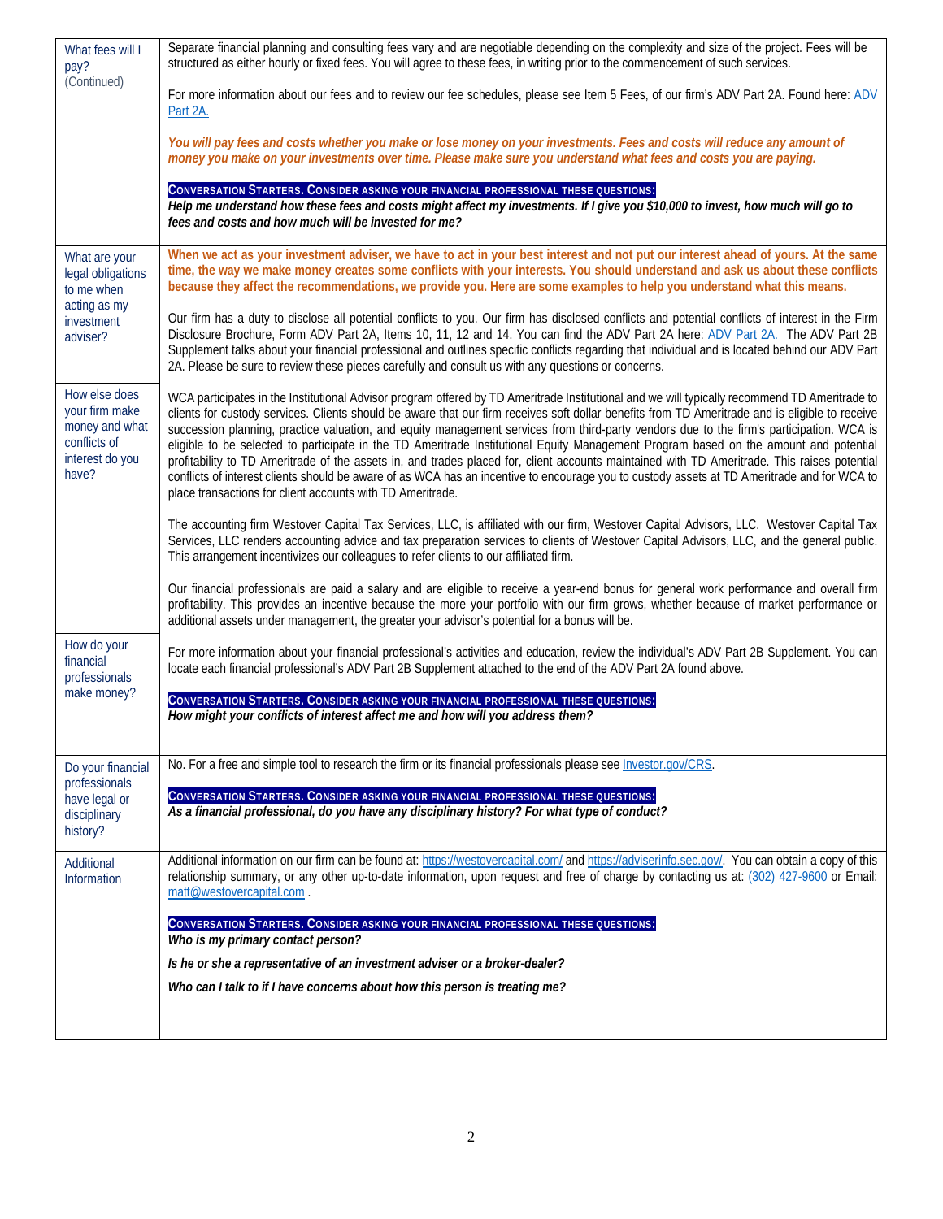| | |
|---|---|
| What fees will I pay? (Continued) | Separate financial planning and consulting fees vary and are negotiable depending on the complexity and size of the project. Fees will be structured as either hourly or fixed fees. You will agree to these fees, in writing prior to the commencement of such services.<br><br>For more information about our fees and to review our fee schedules, please see Item 5 Fees, of our firm's ADV Part 2A. Found here: [ADV Part 2A.](ADV Part 2A.)<br><br>***You will pay fees and costs whether you make or lose money on your investments. Fees and costs will reduce any amount of money you make on your investments over time. Please make sure you understand what fees and costs you are paying.***<br><br>**CONVERSATION STARTERS. CONSIDER ASKING YOUR FINANCIAL PROFESSIONAL THESE QUESTIONS:**<br>***Help me understand how these fees and costs might affect my investments. If I give you $10,000 to invest, how much will go to fees and costs and how much will be invested for me?*** |
| What are your legal obligations to me when acting as my investment adviser? | **When we act as your investment adviser, we have to act in your best interest and not put our interest ahead of yours. At the same time, the way we make money creates some conflicts with your interests. You should understand and ask us about these conflicts because they affect the recommendations, we provide you. Here are some examples to help you understand what this means.**<br><br>Our firm has a duty to disclose all potential conflicts to you. Our firm has disclosed conflicts and potential conflicts of interest in the Firm Disclosure Brochure, Form ADV Part 2A, Items 10, 11, 12 and 14. You can find the ADV Part 2A here: ADV Part 2A. The ADV Part 2B Supplement talks about your financial professional and outlines specific conflicts regarding that individual and is located behind our ADV Part 2A. Please be sure to review these pieces carefully and consult us with any questions or concerns. |
| How else does your firm make money and what conflicts of interest do you have? | WCA participates in the Institutional Advisor program offered by TD Ameritrade Institutional and we will typically recommend TD Ameritrade to clients for custody services. Clients should be aware that our firm receives soft dollar benefits from TD Ameritrade and is eligible to receive succession planning, practice valuation, and equity management services from third-party vendors due to the firm's participation. WCA is eligible to be selected to participate in the TD Ameritrade Institutional Equity Management Program based on the amount and potential profitability to TD Ameritrade of the assets in, and trades placed for, client accounts maintained with TD Ameritrade. This raises potential conflicts of interest clients should be aware of as WCA has an incentive to encourage you to custody assets at TD Ameritrade and for WCA to place transactions for client accounts with TD Ameritrade.<br><br>The accounting firm Westover Capital Tax Services, LLC, is affiliated with our firm, Westover Capital Advisors, LLC. Westover Capital Tax Services, LLC renders accounting advice and tax preparation services to clients of Westover Capital Advisors, LLC, and the general public. This arrangement incentivizes our colleagues to refer clients to our affiliated firm.<br><br>Our financial professionals are paid a salary and are eligible to receive a year-end bonus for general work performance and overall firm profitability. This provides an incentive because the more your portfolio with our firm grows, whether because of market performance or additional assets under management, the greater your advisor's potential for a bonus will be. |
| How do your financial professionals make money? | For more information about your financial professional's activities and education, review the individual's ADV Part 2B Supplement. You can locate each financial professional's ADV Part 2B Supplement attached to the end of the ADV Part 2A found above.<br><br>**CONVERSATION STARTERS. CONSIDER ASKING YOUR FINANCIAL PROFESSIONAL THESE QUESTIONS:**<br>***How might your conflicts of interest affect me and how will you address them?*** |
| Do your financial professionals have legal or disciplinary history? | No. For a free and simple tool to research the firm or its financial professionals please see Investor.gov/CRS.<br><br>**CONVERSATION STARTERS. CONSIDER ASKING YOUR FINANCIAL PROFESSIONAL THESE QUESTIONS:**<br>***As a financial professional, do you have any disciplinary history? For what type of conduct?*** |
| Additional Information | Additional information on our firm can be found at: https://westovercapital.com/ and https://adviserinfo.sec.gov/. You can obtain a copy of this relationship summary, or any other up-to-date information, upon request and free of charge by contacting us at: (302) 427-9600 or Email: matt@westovercapital.com .<br><br>**CONVERSATION STARTERS. CONSIDER ASKING YOUR FINANCIAL PROFESSIONAL THESE QUESTIONS:**<br>***Who is my primary contact person?***<br><br>***Is he or she a representative of an investment adviser or a broker-dealer?***<br><br>***Who can I talk to if I have concerns about how this person is treating me?*** |